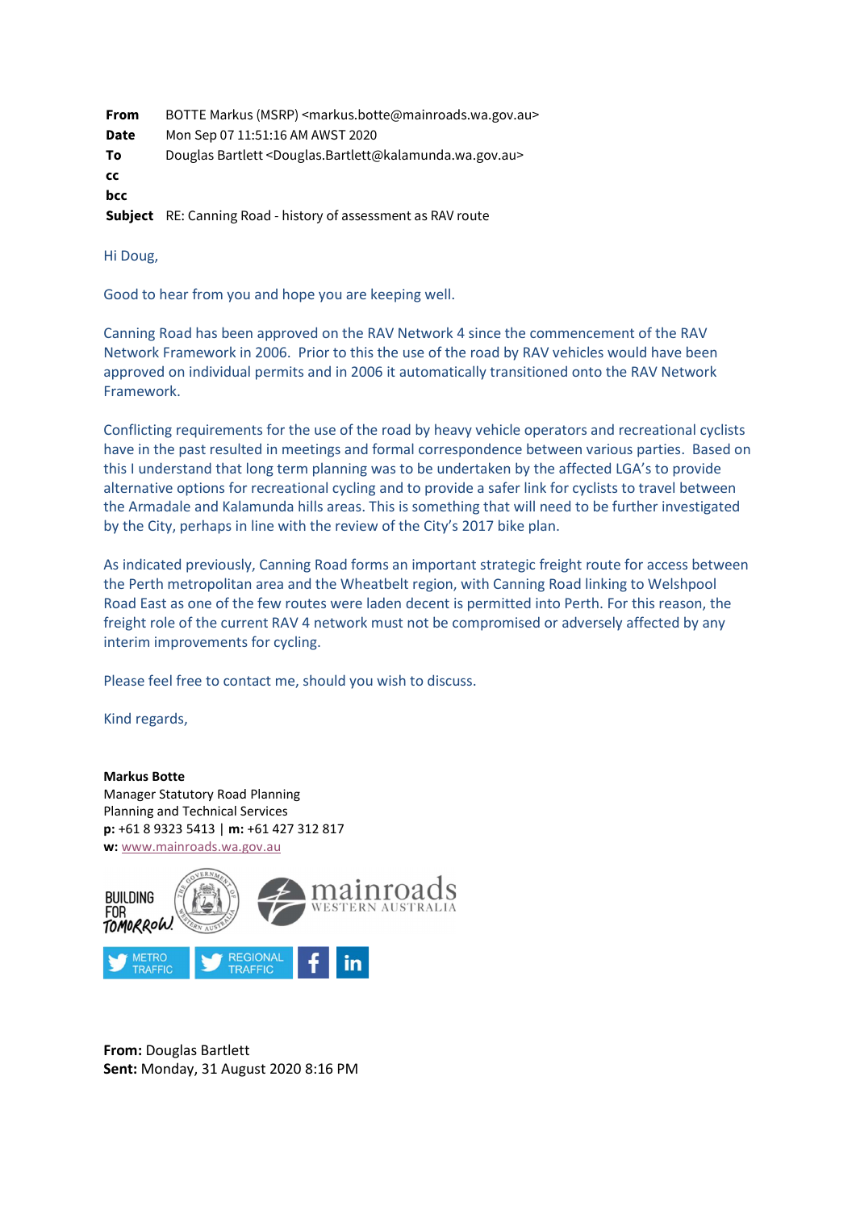| | |
|---|---|
| **From** | BOTTE Markus (MSRP) <markus.botte@mainroads.wa.gov.au> |
| **Date** | Mon Sep 07 11:51:16 AM AWST 2020 |
| **To** | Douglas Bartlett <Douglas.Bartlett@kalamunda.wa.gov.au> |
| **cc** | |
| **bcc** | |
| **Subject** | RE: Canning Road - history of assessment as RAV route |

Hi Doug,

Good to hear from you and hope you are keeping well.

Canning Road has been approved on the RAV Network 4 since the commencement of the RAV Network Framework in 2006. Prior to this the use of the road by RAV vehicles would have been approved on individual permits and in 2006 it automatically transitioned onto the RAV Network Framework.

Conflicting requirements for the use of the road by heavy vehicle operators and recreational cyclists have in the past resulted in meetings and formal correspondence between various parties. Based on this I understand that long term planning was to be undertaken by the affected LGA's to provide alternative options for recreational cycling and to provide a safer link for cyclists to travel between the Armadale and Kalamunda hills areas. This is something that will need to be further investigated by the City, perhaps in line with the review of the City's 2017 bike plan.

As indicated previously, Canning Road forms an important strategic freight route for access between the Perth metropolitan area and the Wheatbelt region, with Canning Road linking to Welshpool Road East as one of the few routes were laden decent is permitted into Perth. For this reason, the freight role of the current RAV 4 network must not be compromised or adversely affected by any interim improvements for cycling.

Please feel free to contact me, should you wish to discuss.

Kind regards,

**Markus Botte**
Manager Statutory Road Planning
Planning and Technical Services
**p:** +61 8 9323 5413 | **m:** +61 427 312 817
**w:** www.mainroads.wa.gov.au

BUILDING FOR TOMORROW
mainroads WESTERN AUSTRALIA

METRO TRAFFIC | REGIONAL TRAFFIC

**From:** Douglas Bartlett
**Sent:** Monday, 31 August 2020 8:16 PM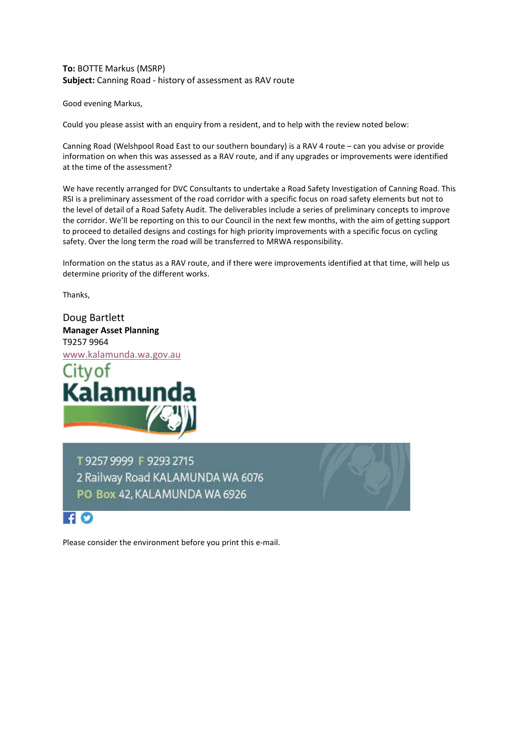**To:** BOTTE Markus (MSRP)
**Subject:** Canning Road - history of assessment as RAV route

Good evening Markus,

Could you please assist with an enquiry from a resident, and to help with the review noted below:

Canning Road (Welshpool Road East to our southern boundary) is a RAV 4 route – can you advise or provide information on when this was assessed as a RAV route, and if any upgrades or improvements were identified at the time of the assessment?

We have recently arranged for DVC Consultants to undertake a Road Safety Investigation of Canning Road. This RSI is a preliminary assessment of the road corridor with a specific focus on road safety elements but not to the level of detail of a Road Safety Audit. The deliverables include a series of preliminary concepts to improve the corridor. We'll be reporting on this to our Council in the next few months, with the aim of getting support to proceed to detailed designs and costings for high priority improvements with a specific focus on cycling safety. Over the long term the road will be transferred to MRWA responsibility.

Information on the status as a RAV route, and if there were improvements identified at that time, will help us determine priority of the different works.

Thanks,

Doug Bartlett
**Manager Asset Planning**
T9257 9964
www.kalamunda.wa.gov.au

City of
Kalamunda

T 9257 9999 F 9293 2715
2 Railway Road KALAMUNDA WA 6076
PO Box 42, KALAMUNDA WA 6926

Please consider the environment before you print this e-mail.